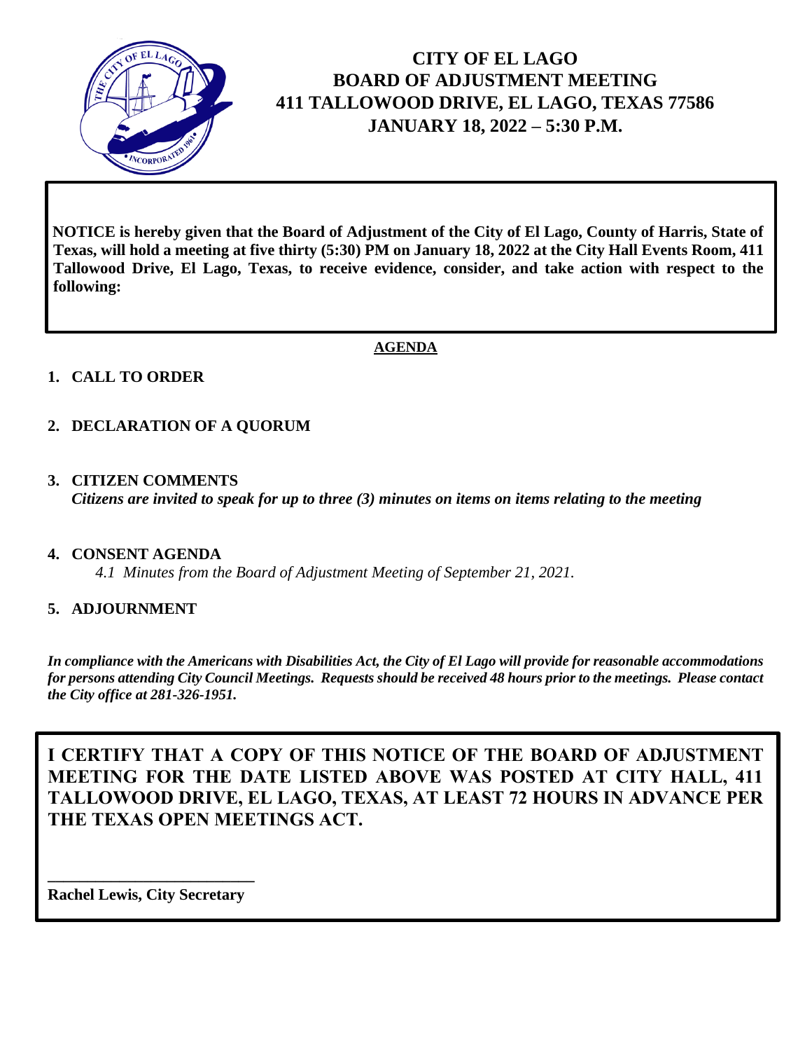# CITY OF EL LAGO
# BOARD OF ADJUSTMENT MEETING
# 411 TALLOWOOD DRIVE, EL LAGO, TEXAS 77586
# JANUARY 18, 2022 – 5:30 P.M.

**NOTICE is hereby given that the Board of Adjustment of the City of El Lago, County of Harris, State of Texas, will hold a meeting at five thirty (5:30) PM on January 18, 2022 at the City Hall Events Room, 411 Tallowood Drive, El Lago, Texas, to receive evidence, consider, and take action with respect to the following:**

## AGENDA

1. **CALL TO ORDER**

2. **DECLARATION OF A QUORUM**

3. **CITIZEN COMMENTS**
   ***Citizens are invited to speak for up to three (3) minutes on items on items relating to the meeting***

4. **CONSENT AGENDA**
   *4.1 Minutes from the Board of Adjustment Meeting of September 21, 2021.*

5. **ADJOURNMENT**

***In compliance with the Americans with Disabilities Act, the City of El Lago will provide for reasonable accommodations for persons attending City Council Meetings. Requests should be received 48 hours prior to the meetings. Please contact the City office at 281-326-1951.***

**I CERTIFY THAT A COPY OF THIS NOTICE OF THE BOARD OF ADJUSTMENT MEETING FOR THE DATE LISTED ABOVE WAS POSTED AT CITY HALL, 411 TALLOWOOD DRIVE, EL LAGO, TEXAS, AT LEAST 72 HOURS IN ADVANCE PER THE TEXAS OPEN MEETINGS ACT.**

\_\_\_\_\_\_\_\_\_\_\_\_\_\_\_\_\_\_\_\_\_\_\_\_\_\_

**Rachel Lewis, City Secretary**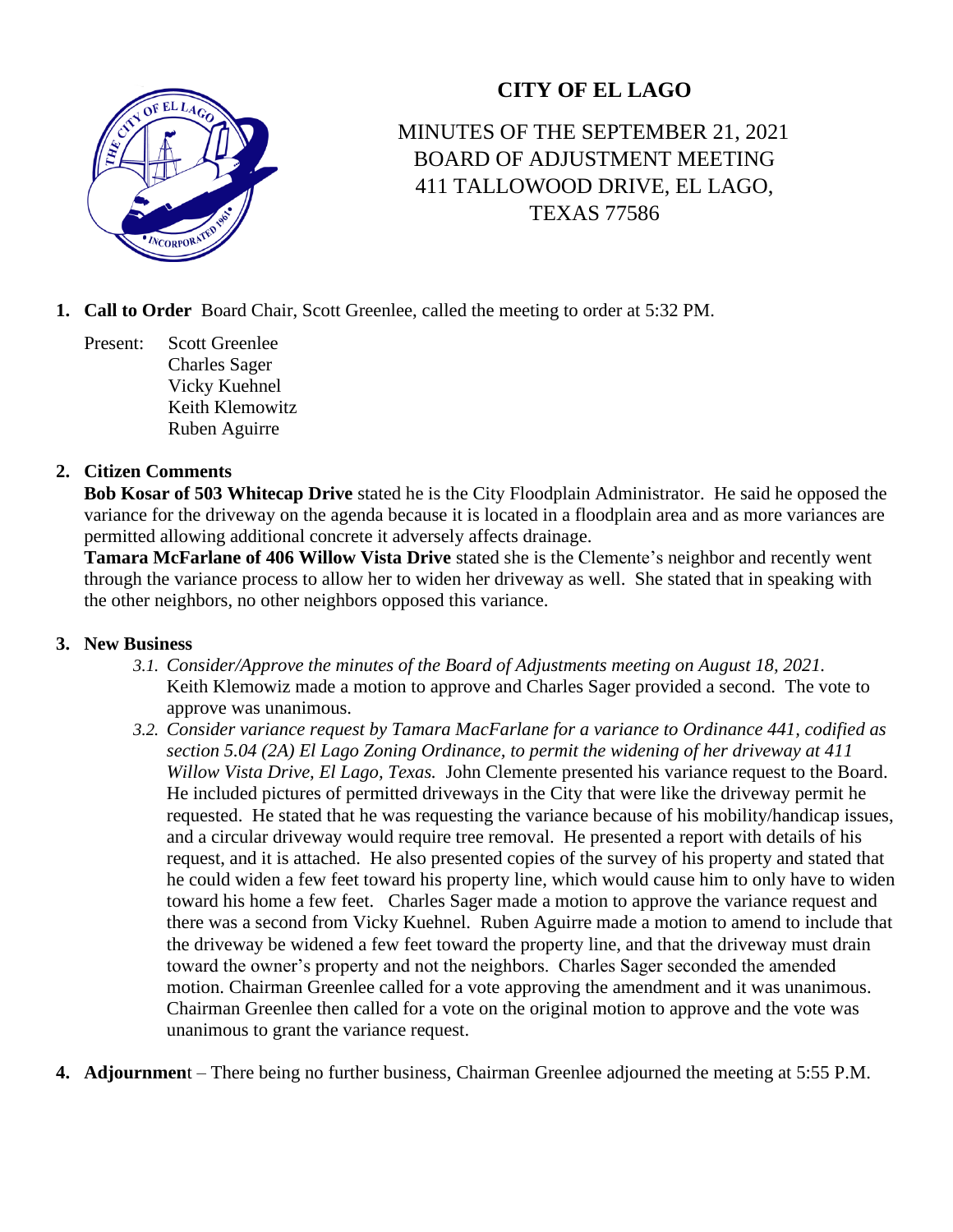# CITY OF EL LAGO

MINUTES OF THE SEPTEMBER 21, 2021
BOARD OF ADJUSTMENT MEETING
411 TALLOWOOD DRIVE, EL LAGO,
TEXAS 77586

1. **Call to Order** Board Chair, Scott Greenlee, called the meeting to order at 5:32 PM.

   Present: Scott Greenlee
   Charles Sager
   Vicky Kuehnel
   Keith Klemowitz
   Ruben Aguirre

2. **Citizen Comments**
   **Bob Kosar of 503 Whitecap Drive** stated he is the City Floodplain Administrator. He said he opposed the variance for the driveway on the agenda because it is located in a floodplain area and as more variances are permitted allowing additional concrete it adversely affects drainage.
   **Tamara McFarlane of 406 Willow Vista Drive** stated she is the Clemente's neighbor and recently went through the variance process to allow her to widen her driveway as well. She stated that in speaking with the other neighbors, no other neighbors opposed this variance.

3. **New Business**
   3.1. *Consider/Approve the minutes of the Board of Adjustments meeting on August 18, 2021.* Keith Klemowiz made a motion to approve and Charles Sager provided a second. The vote to approve was unanimous.
   3.2. *Consider variance request by Tamara MacFarlane for a variance to Ordinance 441, codified as section 5.04 (2A) El Lago Zoning Ordinance, to permit the widening of her driveway at 411 Willow Vista Drive, El Lago, Texas.* John Clemente presented his variance request to the Board. He included pictures of permitted driveways in the City that were like the driveway permit he requested. He stated that he was requesting the variance because of his mobility/handicap issues, and a circular driveway would require tree removal. He presented a report with details of his request, and it is attached. He also presented copies of the survey of his property and stated that he could widen a few feet toward his property line, which would cause him to only have to widen toward his home a few feet. Charles Sager made a motion to approve the variance request and there was a second from Vicky Kuehnel. Ruben Aguirre made a motion to amend to include that the driveway be widened a few feet toward the property line, and that the driveway must drain toward the owner's property and not the neighbors. Charles Sager seconded the amended motion. Chairman Greenlee called for a vote approving the amendment and it was unanimous. Chairman Greenlee then called for a vote on the original motion to approve and the vote was unanimous to grant the variance request.

4. **Adjournmen**t – There being no further business, Chairman Greenlee adjourned the meeting at 5:55 P.M.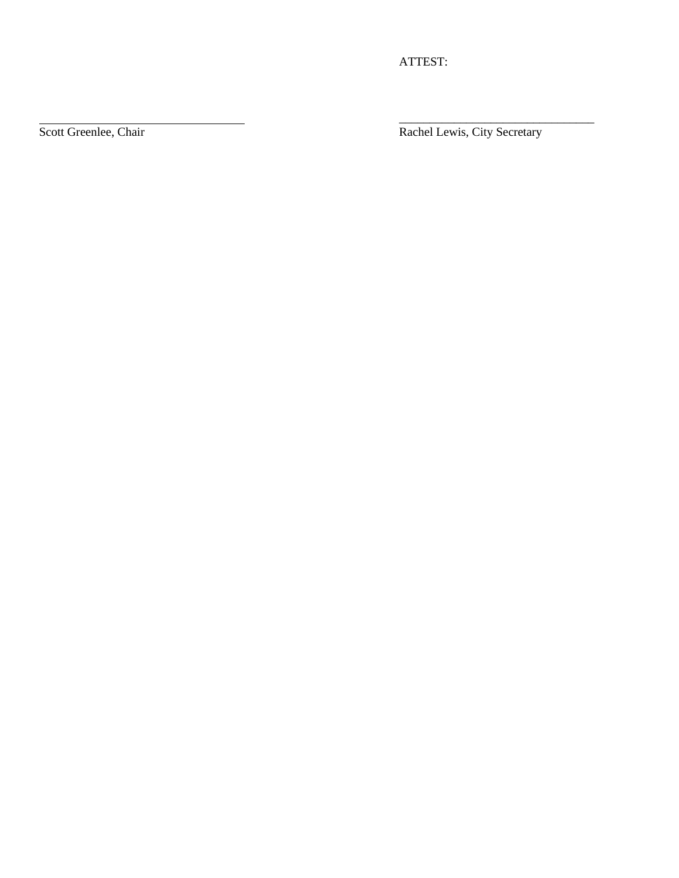ATTEST:

\_\_\_\_\_\_\_\_\_\_\_\_\_\_\_\_\_\_\_\_\_\_\_\_\_\_\_\_\_\_\_\_\_\_\_\_
Scott Greenlee, Chair

\_\_\_\_\_\_\_\_\_\_\_\_\_\_\_\_\_\_\_\_\_\_\_\_\_\_\_\_\_\_\_\_\_\_\_\_
Rachel Lewis, City Secretary